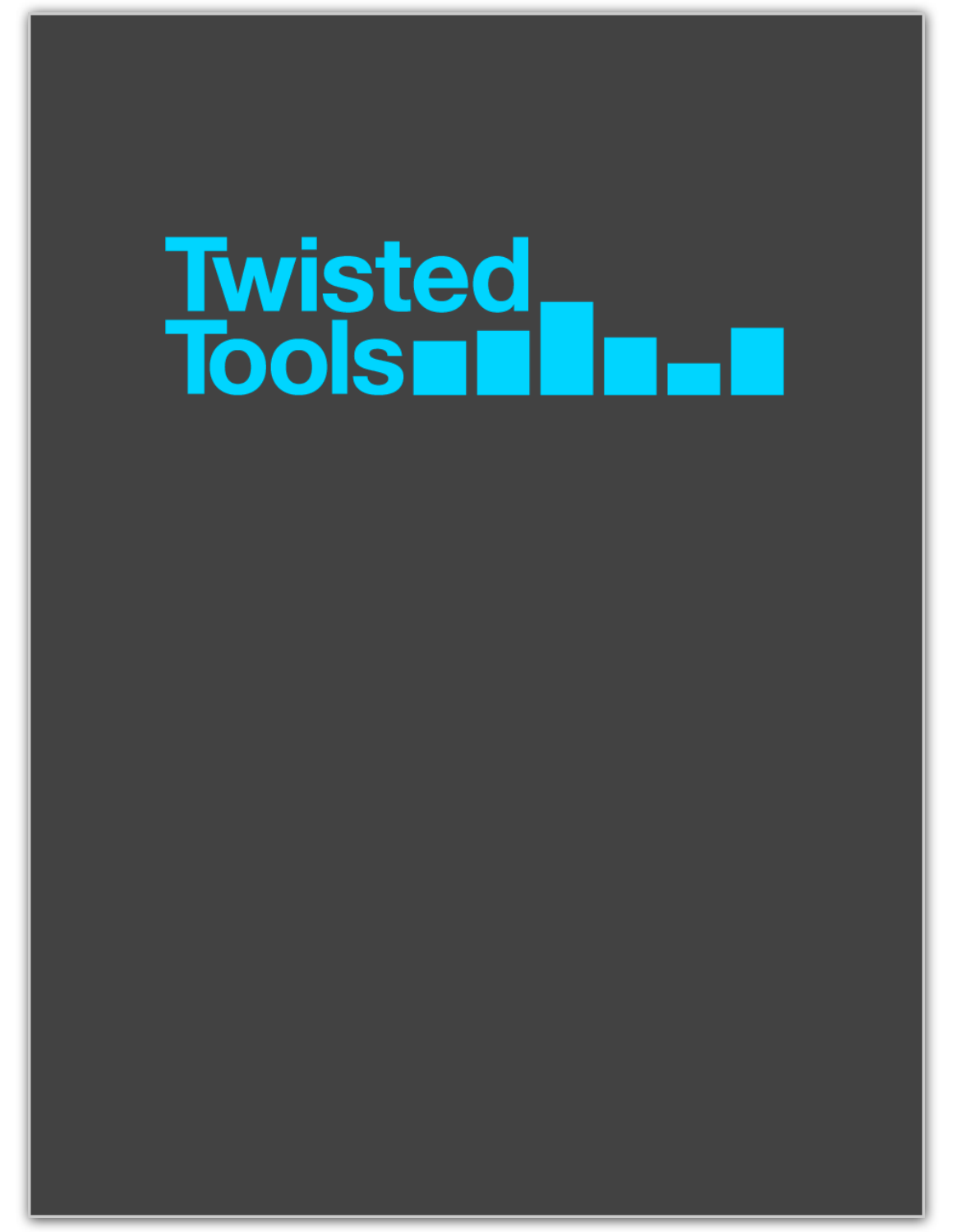# Twisted Tools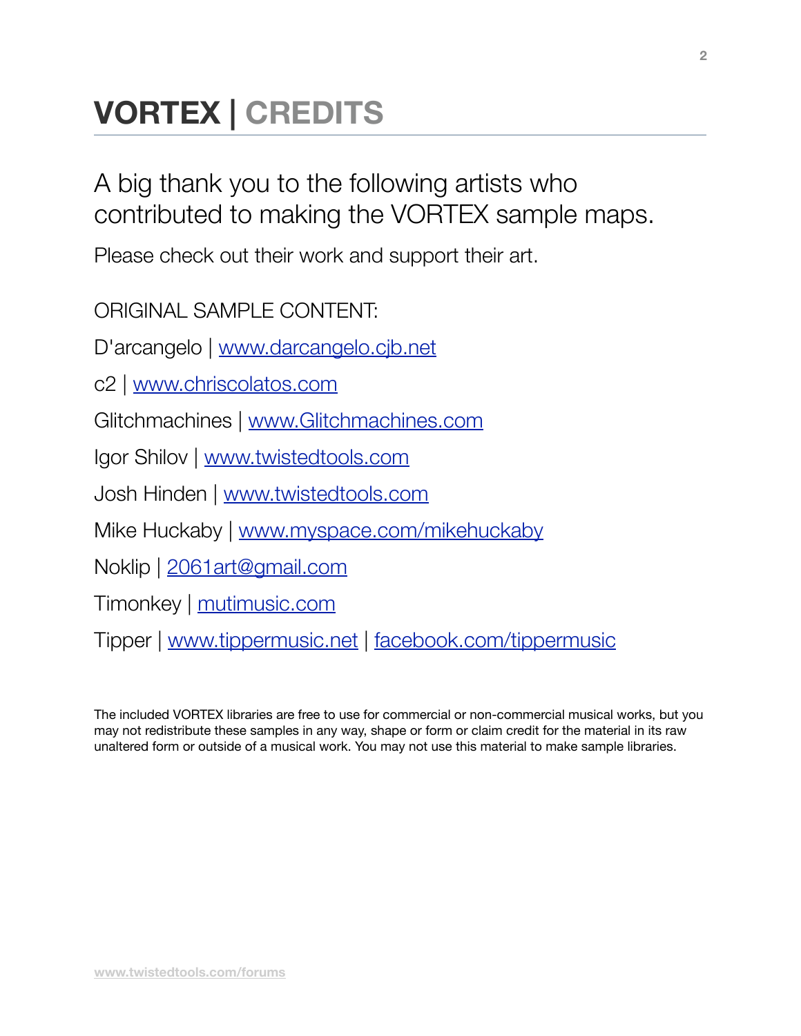# VORTEX | CREDITS

A big thank you to the following artists who contributed to making the VORTEX sample maps.

Please check out their work and support their art.

ORIGINAL SAMPLE CONTENT:

D'arcangelo | www.darcangelo.cjb.net

c2 | www.chriscolatos.com

Glitchmachines | www.Glitchmachines.com

Igor Shilov | www.twistedtools.com

Josh Hinden | www.twistedtools.com

Mike Huckaby | www.myspace.com/mikehuckaby

Noklip | 2061art@gmail.com

Timonkey | mutimusic.com

Tipper | www.tippermusic.net | facebook.com/tippermusic

The included VORTEX libraries are free to use for commercial or non-commercial musical works, but you may not redistribute these samples in any way, shape or form or claim credit for the material in its raw unaltered form or outside of a musical work. You may not use this material to make sample libraries.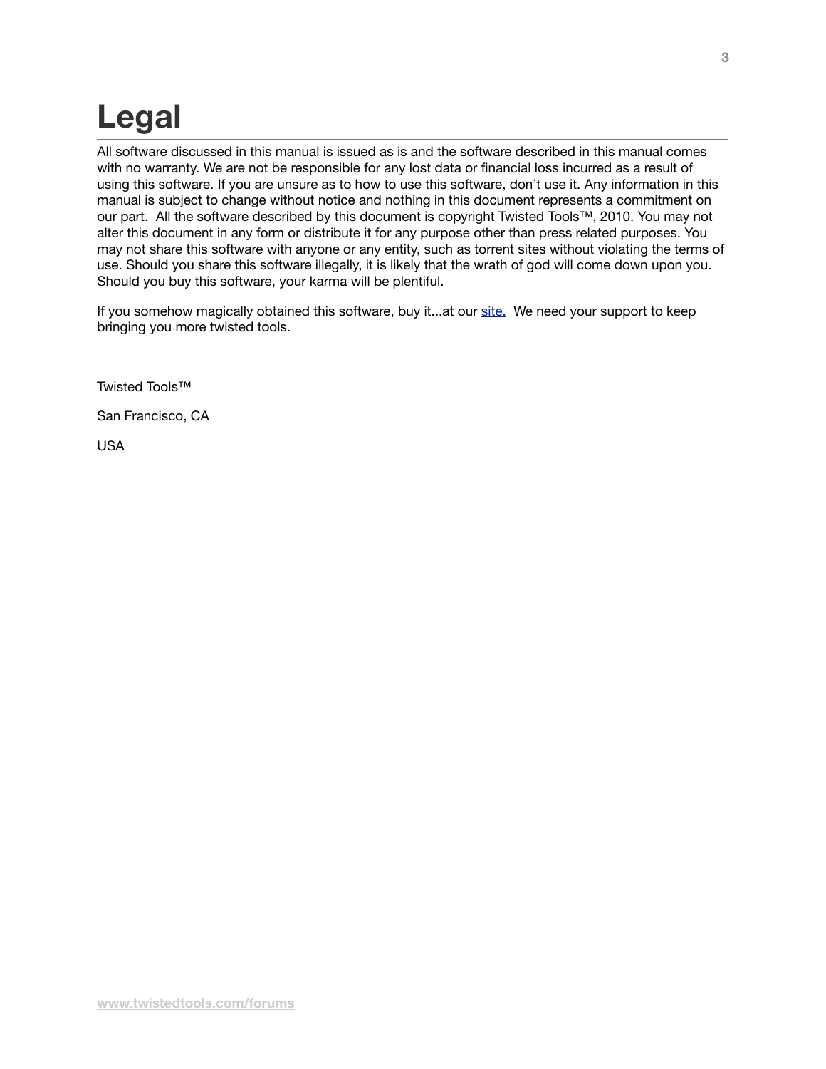# Legal

All software discussed in this manual is issued as is and the software described in this manual comes with no warranty. We are not be responsible for any lost data or financial loss incurred as a result of using this software. If you are unsure as to how to use this software, don't use it. Any information in this manual is subject to change without notice and nothing in this document represents a commitment on our part. All the software described by this document is copyright Twisted Tools™, 2010. You may not alter this document in any form or distribute it for any purpose other than press related purposes. You may not share this software with anyone or any entity, such as torrent sites without violating the terms of use. Should you share this software illegally, it is likely that the wrath of god will come down upon you. Should you buy this software, your karma will be plentiful.

If you somehow magically obtained this software, buy it...at our site. We need your support to keep bringing you more twisted tools.

Twisted Tools™

San Francisco, CA

USA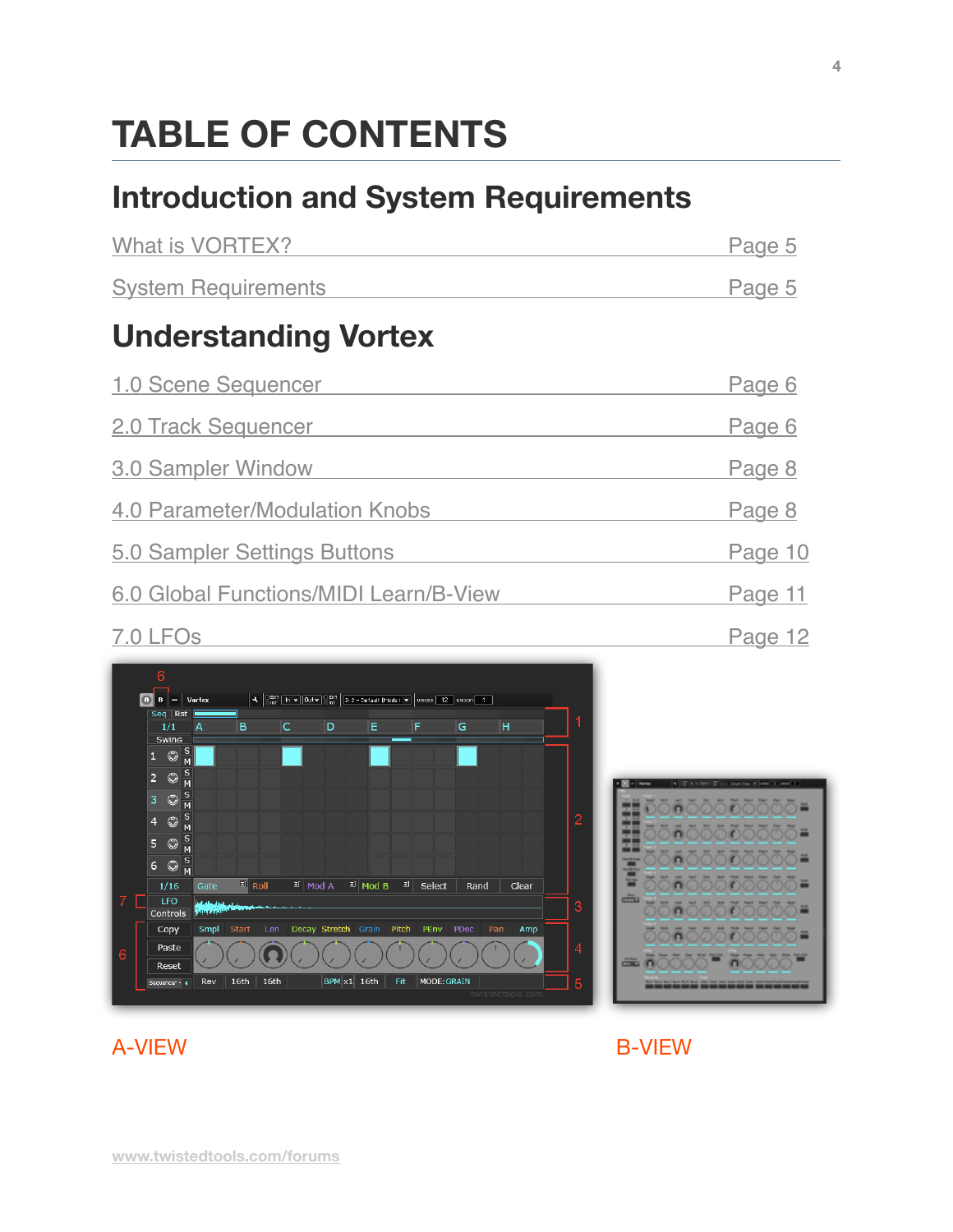# TABLE OF CONTENTS

## Introduction and System Requirements

| | |
|---|---|
| What is VORTEX? | Page 5 |
| System Requirements | Page 5 |

## Understanding Vortex

| | |
|---|---|
| 1.0 Scene Sequencer | Page 6 |
| 2.0 Track Sequencer | Page 6 |
| 3.0 Sampler Window | Page 8 |
| 4.0 Parameter/Modulation Knobs | Page 8 |
| 5.0 Sampler Settings Buttons | Page 10 |
| 6.0 Global Functions/MIDI Learn/B-View | Page 11 |
| 7.0 LFOs | Page 12 |

A-VIEW

B-VIEW

www.twistedtools.com/forums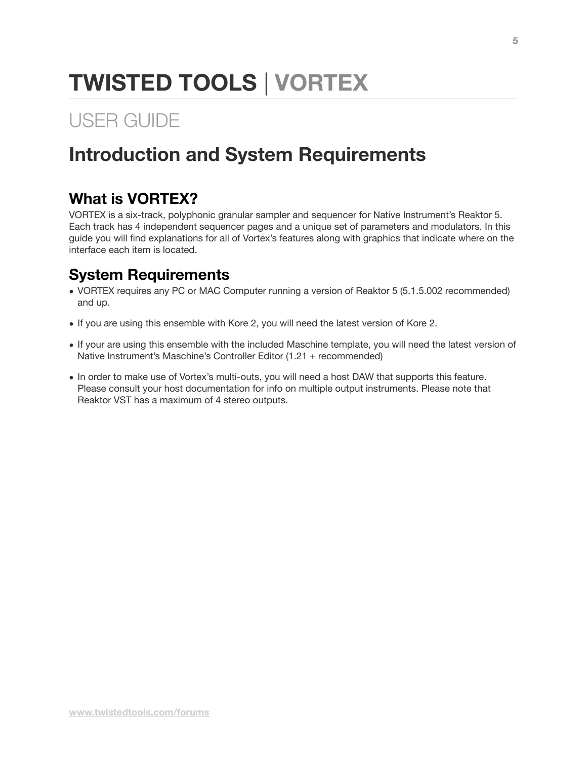# TWISTED TOOLS | VORTEX

## USER GUIDE

## Introduction and System Requirements

### What is VORTEX?

VORTEX is a six-track, polyphonic granular sampler and sequencer for Native Instrument's Reaktor 5. Each track has 4 independent sequencer pages and a unique set of parameters and modulators. In this guide you will find explanations for all of Vortex's features along with graphics that indicate where on the interface each item is located.

### System Requirements

- VORTEX requires any PC or MAC Computer running a version of Reaktor 5 (5.1.5.002 recommended) and up.
- If you are using this ensemble with Kore 2, you will need the latest version of Kore 2.
- If your are using this ensemble with the included Maschine template, you will need the latest version of Native Instrument's Maschine's Controller Editor (1.21 + recommended)
- In order to make use of Vortex's multi-outs, you will need a host DAW that supports this feature. Please consult your host documentation for info on multiple output instruments. Please note that Reaktor VST has a maximum of 4 stereo outputs.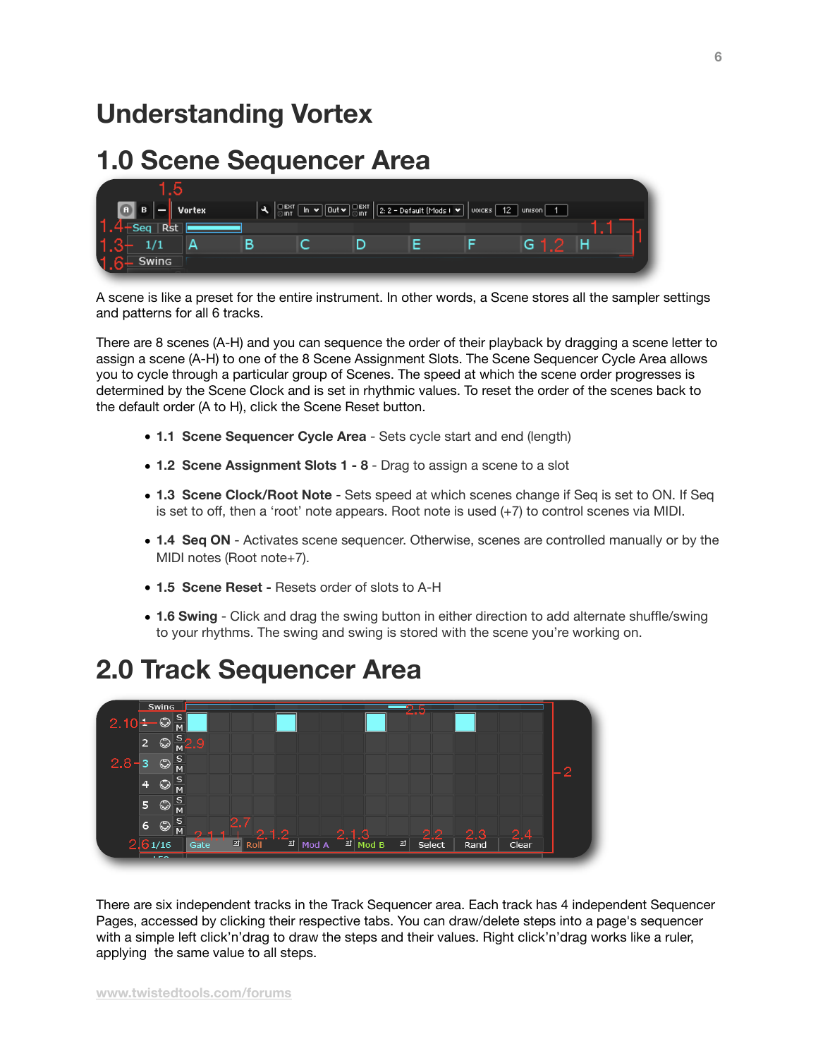# Understanding Vortex

## 1.0 Scene Sequencer Area

A scene is like a preset for the entire instrument. In other words, a Scene stores all the sampler settings and patterns for all 6 tracks.

There are 8 scenes (A-H) and you can sequence the order of their playback by dragging a scene letter to assign a scene (A-H) to one of the 8 Scene Assignment Slots. The Scene Sequencer Cycle Area allows you to cycle through a particular group of Scenes. The speed at which the scene order progresses is determined by the Scene Clock and is set in rhythmic values. To reset the order of the scenes back to the default order (A to H), click the Scene Reset button.

- **1.1 Scene Sequencer Cycle Area** - Sets cycle start and end (length)
- **1.2 Scene Assignment Slots 1 - 8** - Drag to assign a scene to a slot
- **1.3 Scene Clock/Root Note** - Sets speed at which scenes change if Seq is set to ON. If Seq is set to off, then a 'root' note appears. Root note is used (+7) to control scenes via MIDI.
- **1.4 Seq ON** - Activates scene sequencer. Otherwise, scenes are controlled manually or by the MIDI notes (Root note+7).
- **1.5 Scene Reset -** Resets order of slots to A-H
- **1.6 Swing** - Click and drag the swing button in either direction to add alternate shuffle/swing to your rhythms. The swing and swing is stored with the scene you're working on.

## 2.0 Track Sequencer Area

There are six independent tracks in the Track Sequencer area. Each track has 4 independent Sequencer Pages, accessed by clicking their respective tabs. You can draw/delete steps into a page's sequencer with a simple left click'n'drag to draw the steps and their values. Right click'n'drag works like a ruler, applying the same value to all steps.

www.twistedtools.com/forums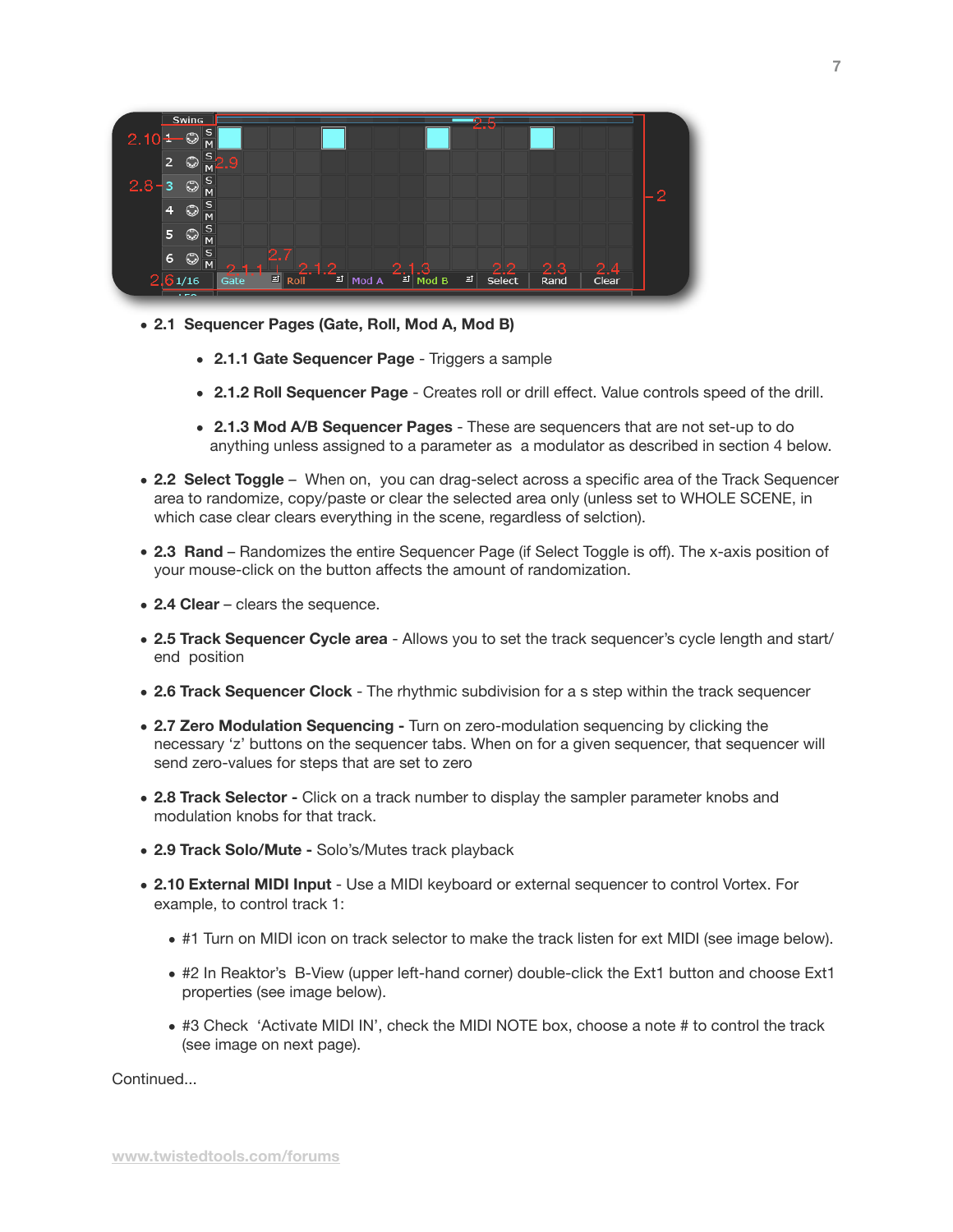- **2.1 Sequencer Pages (Gate, Roll, Mod A, Mod B)**
    - **2.1.1 Gate Sequencer Page** - Triggers a sample
    - **2.1.2 Roll Sequencer Page** - Creates roll or drill effect. Value controls speed of the drill.
    - **2.1.3 Mod A/B Sequencer Pages** - These are sequencers that are not set-up to do anything unless assigned to a parameter as a modulator as described in section 4 below.
- **2.2 Select Toggle** – When on, you can drag-select across a specific area of the Track Sequencer area to randomize, copy/paste or clear the selected area only (unless set to WHOLE SCENE, in which case clear clears everything in the scene, regardless of selction).
- **2.3 Rand** – Randomizes the entire Sequencer Page (if Select Toggle is off). The x-axis position of your mouse-click on the button affects the amount of randomization.
- **2.4 Clear** – clears the sequence.
- **2.5 Track Sequencer Cycle area** - Allows you to set the track sequencer's cycle length and start/ end position
- **2.6 Track Sequencer Clock** - The rhythmic subdivision for a s step within the track sequencer
- **2.7 Zero Modulation Sequencing -** Turn on zero-modulation sequencing by clicking the necessary 'z' buttons on the sequencer tabs. When on for a given sequencer, that sequencer will send zero-values for steps that are set to zero
- **2.8 Track Selector -** Click on a track number to display the sampler parameter knobs and modulation knobs for that track.
- **2.9 Track Solo/Mute -** Solo's/Mutes track playback
- **2.10 External MIDI Input** - Use a MIDI keyboard or external sequencer to control Vortex. For example, to control track 1:
    - #1 Turn on MIDI icon on track selector to make the track listen for ext MIDI (see image below).
    - #2 In Reaktor's B-View (upper left-hand corner) double-click the Ext1 button and choose Ext1 properties (see image below).
    - #3 Check 'Activate MIDI IN', check the MIDI NOTE box, choose a note # to control the track (see image on next page).

Continued...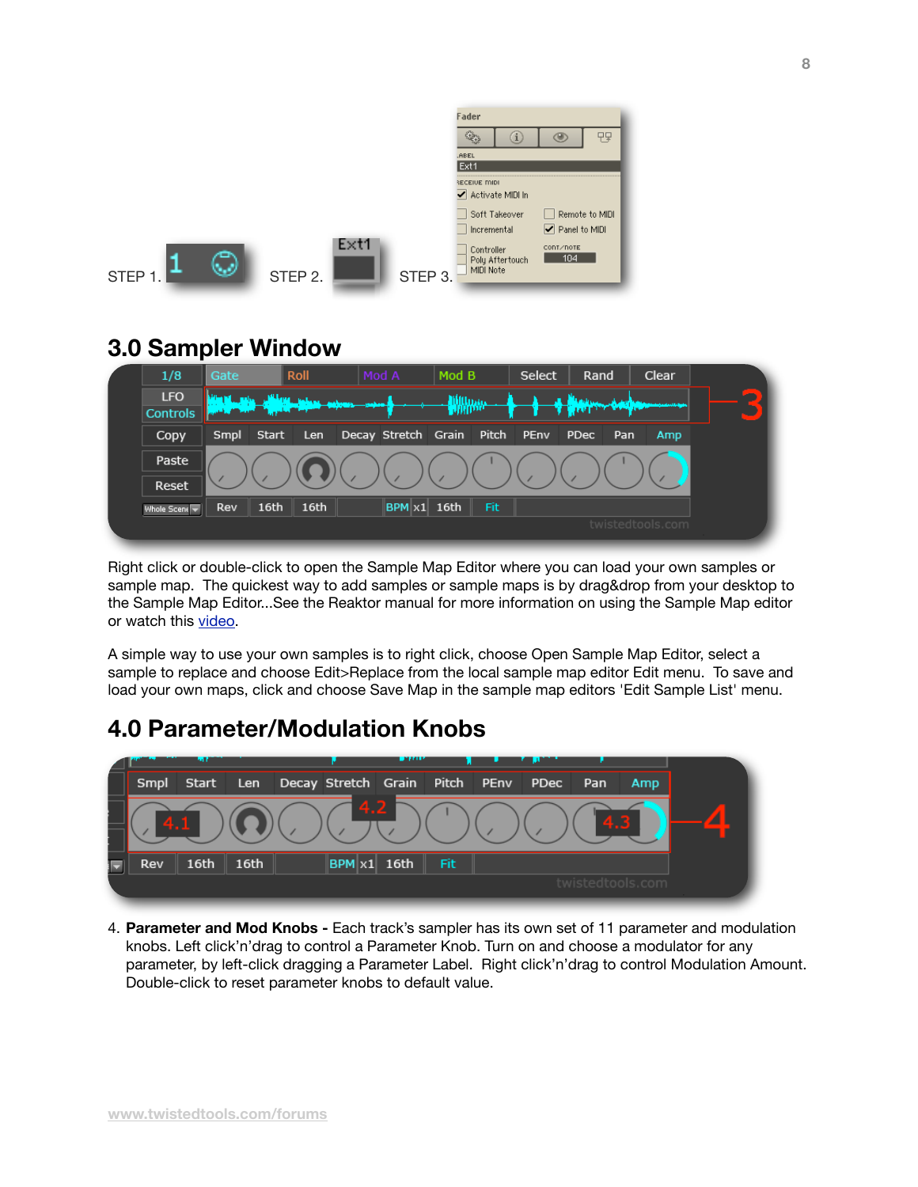STEP 1. STEP 2. STEP 3.

## 3.0 Sampler Window

Right click or double-click to open the Sample Map Editor where you can load your own samples or sample map. The quickest way to add samples or sample maps is by drag&drop from your desktop to the Sample Map Editor...See the Reaktor manual for more information on using the Sample Map editor or watch this video.

A simple way to use your own samples is to right click, choose Open Sample Map Editor, select a sample to replace and choose Edit>Replace from the local sample map editor Edit menu. To save and load your own maps, click and choose Save Map in the sample map editors 'Edit Sample List' menu.

## 4.0 Parameter/Modulation Knobs

4. **Parameter and Mod Knobs -** Each track's sampler has its own set of 11 parameter and modulation knobs. Left click'n'drag to control a Parameter Knob. Turn on and choose a modulator for any parameter, by left-click dragging a Parameter Label. Right click'n'drag to control Modulation Amount. Double-click to reset parameter knobs to default value.

www.twistedtools.com/forums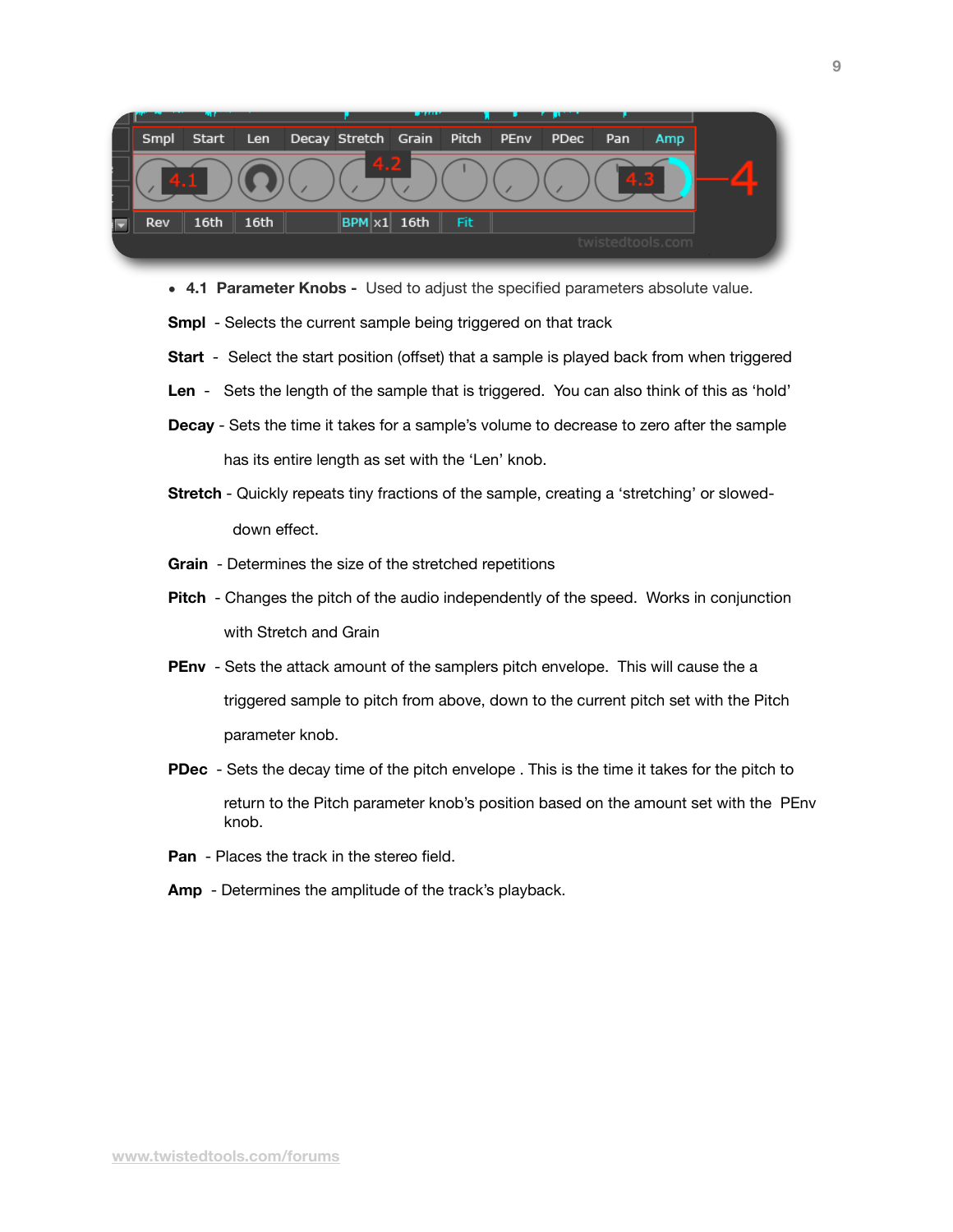- **4.1 Parameter Knobs -** Used to adjust the specified parameters absolute value.

**Smpl** - Selects the current sample being triggered on that track

**Start** - Select the start position (offset) that a sample is played back from when triggered

**Len** - Sets the length of the sample that is triggered. You can also think of this as 'hold'

**Decay** - Sets the time it takes for a sample's volume to decrease to zero after the sample has its entire length as set with the 'Len' knob.

**Stretch** - Quickly repeats tiny fractions of the sample, creating a 'stretching' or slowed-down effect.

**Grain** - Determines the size of the stretched repetitions

**Pitch** - Changes the pitch of the audio independently of the speed. Works in conjunction with Stretch and Grain

**PEnv** - Sets the attack amount of the samplers pitch envelope. This will cause the a triggered sample to pitch from above, down to the current pitch set with the Pitch parameter knob.

**PDec** - Sets the decay time of the pitch envelope . This is the time it takes for the pitch to return to the Pitch parameter knob's position based on the amount set with the PEnv knob.

**Pan** - Places the track in the stereo field.

**Amp** - Determines the amplitude of the track's playback.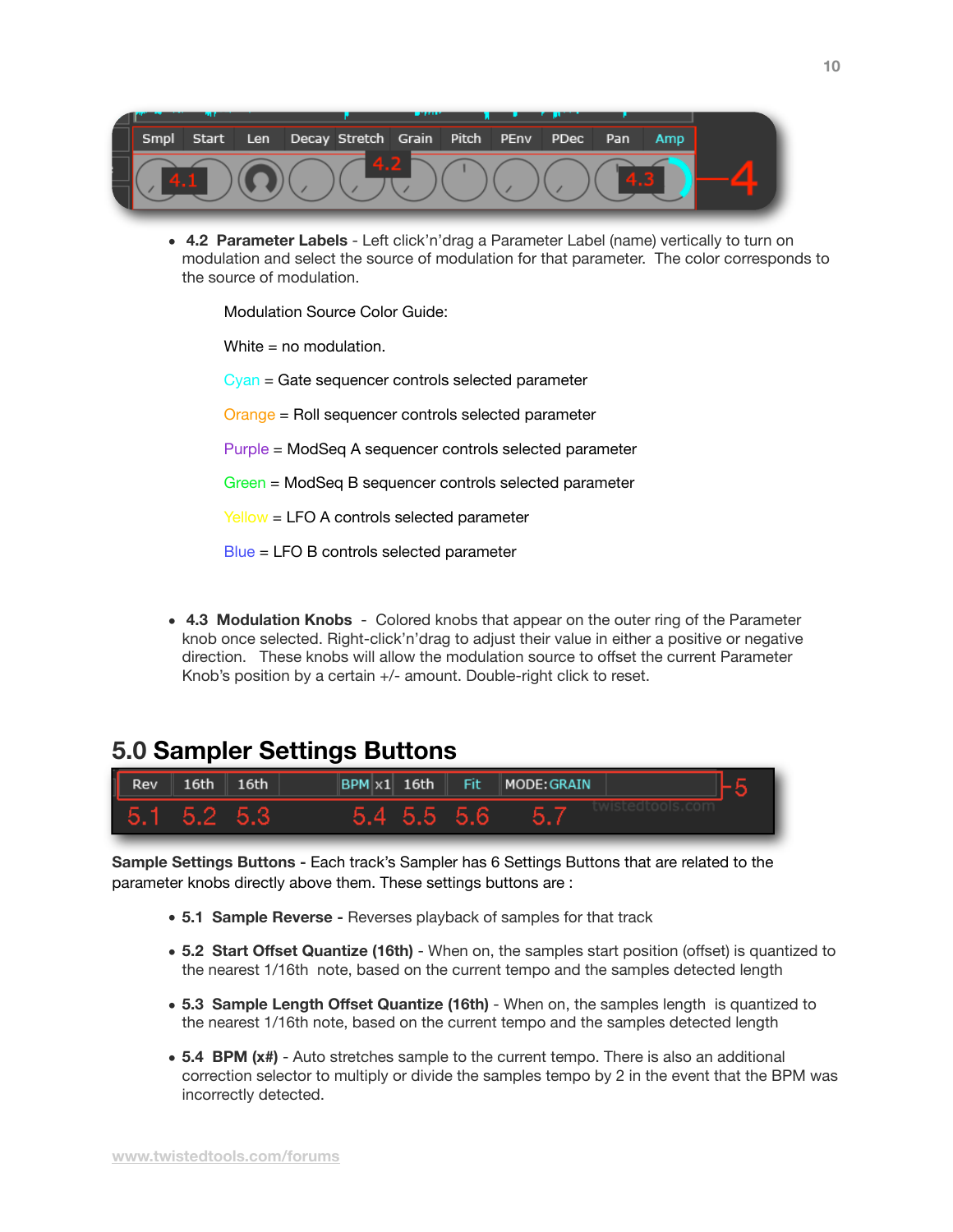- **4.2 Parameter Labels** - Left click'n'drag a Parameter Label (name) vertically to turn on modulation and select the source of modulation for that parameter. The color corresponds to the source of modulation.

  Modulation Source Color Guide:

  White = no modulation.

  Cyan = Gate sequencer controls selected parameter

  Orange = Roll sequencer controls selected parameter

  Purple = ModSeq A sequencer controls selected parameter

  Green = ModSeq B sequencer controls selected parameter

  Yellow = LFO A controls selected parameter

  Blue = LFO B controls selected parameter

- **4.3 Modulation Knobs** - Colored knobs that appear on the outer ring of the Parameter knob once selected. Right-click'n'drag to adjust their value in either a positive or negative direction. These knobs will allow the modulation source to offset the current Parameter Knob's position by a certain +/- amount. Double-right click to reset.

## 5.0 Sampler Settings Buttons

**Sample Settings Buttons -** Each track's Sampler has 6 Settings Buttons that are related to the parameter knobs directly above them. These settings buttons are :

- **5.1 Sample Reverse -** Reverses playback of samples for that track
- **5.2 Start Offset Quantize (16th)** - When on, the samples start position (offset) is quantized to the nearest 1/16th note, based on the current tempo and the samples detected length
- **5.3 Sample Length Offset Quantize (16th)** - When on, the samples length is quantized to the nearest 1/16th note, based on the current tempo and the samples detected length
- **5.4 BPM (x#)** - Auto stretches sample to the current tempo. There is also an additional correction selector to multiply or divide the samples tempo by 2 in the event that the BPM was incorrectly detected.

www.twistedtools.com/forums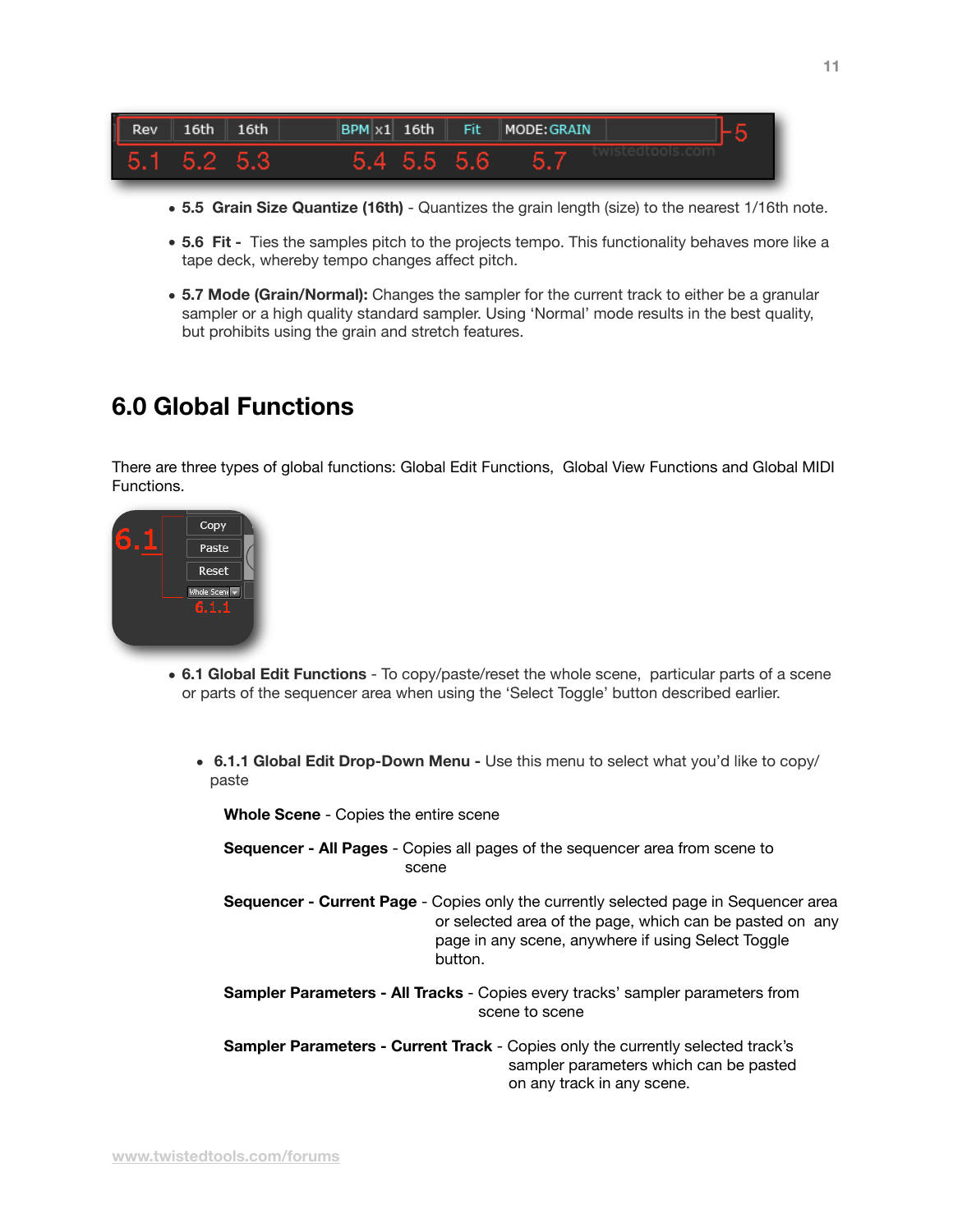- **5.5 Grain Size Quantize (16th)** - Quantizes the grain length (size) to the nearest 1/16th note.

- **5.6 Fit -** Ties the samples pitch to the projects tempo. This functionality behaves more like a tape deck, whereby tempo changes affect pitch.

- **5.7 Mode (Grain/Normal):** Changes the sampler for the current track to either be a granular sampler or a high quality standard sampler. Using ‘Normal’ mode results in the best quality, but prohibits using the grain and stretch features.

# 6.0 Global Functions

There are three types of global functions: Global Edit Functions, Global View Functions and Global MIDI Functions.

- **6.1 Global Edit Functions** - To copy/paste/reset the whole scene, particular parts of a scene or parts of the sequencer area when using the ‘Select Toggle’ button described earlier.

    - **6.1.1 Global Edit Drop-Down Menu -** Use this menu to select what you’d like to copy/paste

      **Whole Scene** - Copies the entire scene

      **Sequencer - All Pages** - Copies all pages of the sequencer area from scene to scene

      **Sequencer - Current Page** - Copies only the currently selected page in Sequencer area or selected area of the page, which can be pasted on any page in any scene, anywhere if using Select Toggle button.

      **Sampler Parameters - All Tracks** - Copies every tracks’ sampler parameters from scene to scene

      **Sampler Parameters - Current Track** - Copies only the currently selected track’s sampler parameters which can be pasted on any track in any scene.

www.twistedtools.com/forums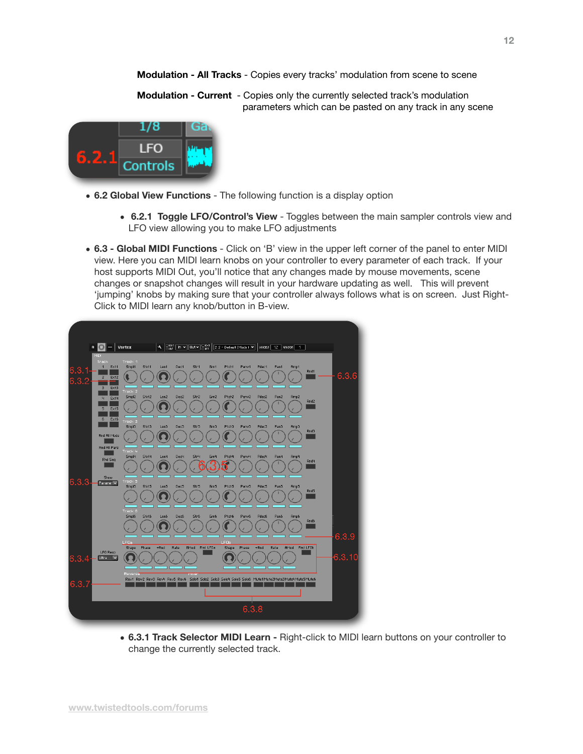**Modulation - All Tracks** - Copies every tracks' modulation from scene to scene

**Modulation - Current** - Copies only the currently selected track's modulation parameters which can be pasted on any track in any scene

- **6.2 Global View Functions** - The following function is a display option
    - **6.2.1 Toggle LFO/Control's View** - Toggles between the main sampler controls view and LFO view allowing you to make LFO adjustments
- **6.3 - Global MIDI Functions** - Click on 'B' view in the upper left corner of the panel to enter MIDI view. Here you can MIDI learn knobs on your controller to every parameter of each track. If your host supports MIDI Out, you'll notice that any changes made by mouse movements, scene changes or snapshot changes will result in your hardware updating as well. This will prevent 'jumping' knobs by making sure that your controller always follows what is on screen. Just Right-Click to MIDI learn any knob/button in B-view.
    - **6.3.1 Track Selector MIDI Learn -** Right-click to MIDI learn buttons on your controller to change the currently selected track.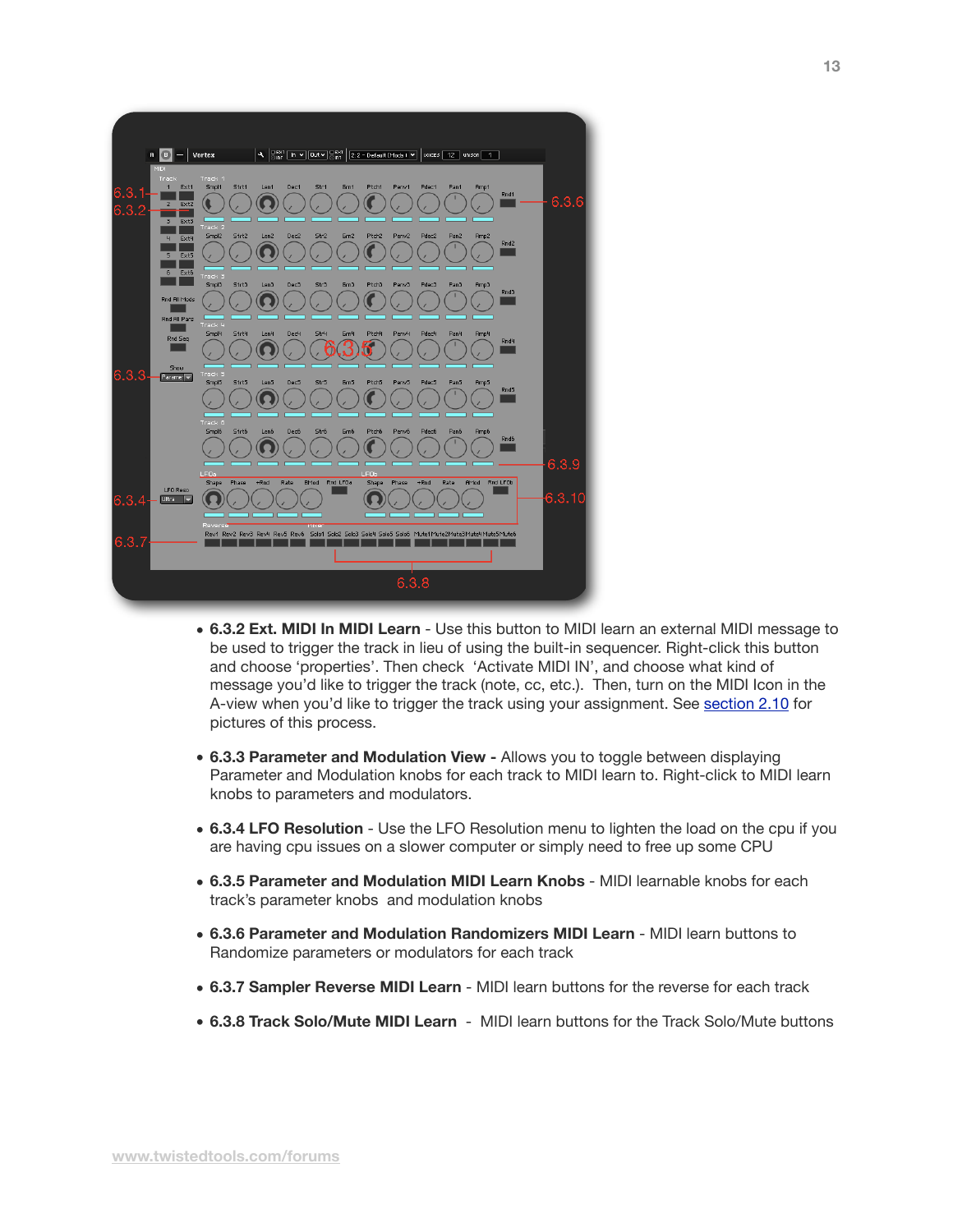- **6.3.2 Ext. MIDI In MIDI Learn** - Use this button to MIDI learn an external MIDI message to be used to trigger the track in lieu of using the built-in sequencer. Right-click this button and choose 'properties'. Then check 'Activate MIDI IN', and choose what kind of message you'd like to trigger the track (note, cc, etc.). Then, turn on the MIDI Icon in the A-view when you'd like to trigger the track using your assignment. See section 2.10 for pictures of this process.

- **6.3.3 Parameter and Modulation View -** Allows you to toggle between displaying Parameter and Modulation knobs for each track to MIDI learn to. Right-click to MIDI learn knobs to parameters and modulators.

- **6.3.4 LFO Resolution** - Use the LFO Resolution menu to lighten the load on the cpu if you are having cpu issues on a slower computer or simply need to free up some CPU

- **6.3.5 Parameter and Modulation MIDI Learn Knobs** - MIDI learnable knobs for each track's parameter knobs and modulation knobs

- **6.3.6 Parameter and Modulation Randomizers MIDI Learn** - MIDI learn buttons to Randomize parameters or modulators for each track

- **6.3.7 Sampler Reverse MIDI Learn** - MIDI learn buttons for the reverse for each track

- **6.3.8 Track Solo/Mute MIDI Learn** - MIDI learn buttons for the Track Solo/Mute buttons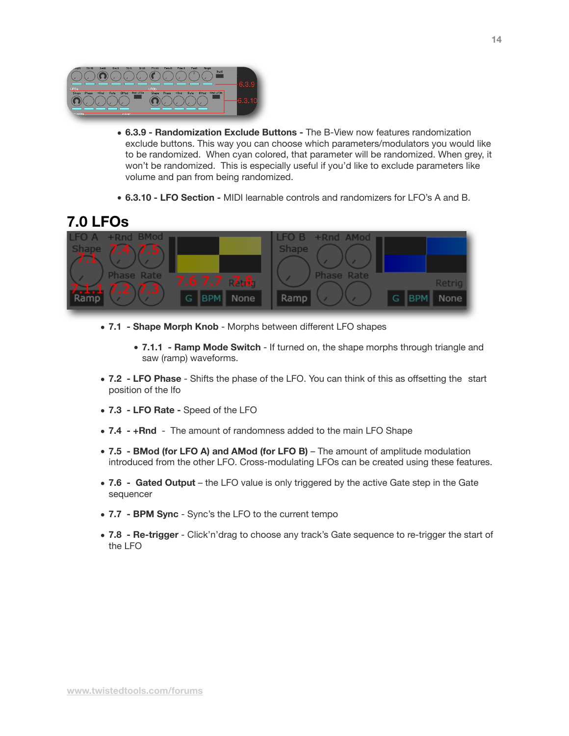- **6.3.9 - Randomization Exclude Buttons -** The B-View now features randomization exclude buttons. This way you can choose which parameters/modulators you would like to be randomized. When cyan colored, that parameter will be randomized. When grey, it won't be randomized. This is especially useful if you'd like to exclude parameters like volume and pan from being randomized.

- **6.3.10 - LFO Section -** MIDI learnable controls and randomizers for LFO's A and B.

# 7.0 LFOs

- **7.1 - Shape Morph Knob** - Morphs between different LFO shapes
  - **7.1.1 - Ramp Mode Switch** - If turned on, the shape morphs through triangle and saw (ramp) waveforms.
- **7.2 - LFO Phase** - Shifts the phase of the LFO. You can think of this as offsetting the start position of the lfo
- **7.3 - LFO Rate -** Speed of the LFO
- **7.4 - +Rnd** - The amount of randomness added to the main LFO Shape
- **7.5 - BMod (for LFO A) and AMod (for LFO B)** – The amount of amplitude modulation introduced from the other LFO. Cross-modulating LFOs can be created using these features.
- **7.6 - Gated Output** – the LFO value is only triggered by the active Gate step in the Gate sequencer
- **7.7 - BPM Sync** - Sync's the LFO to the current tempo
- **7.8 - Re-trigger** - Click'n'drag to choose any track's Gate sequence to re-trigger the start of the LFO

www.twistedtools.com/forums